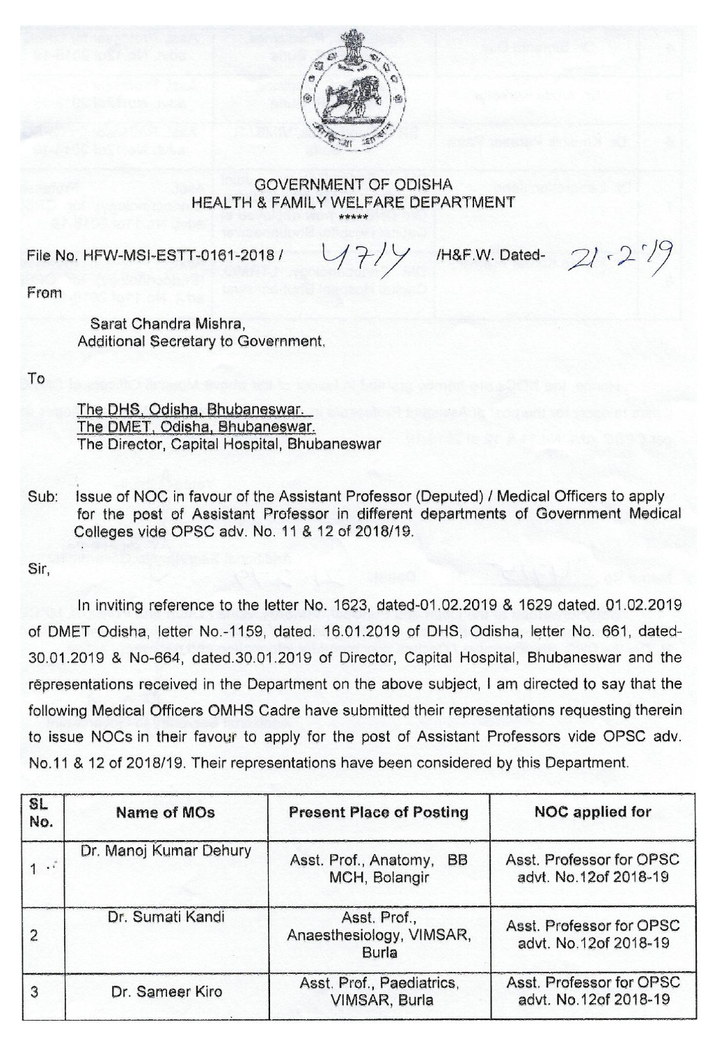GOVERNMENT OF ODISHA
HEALTH & FAMILY WELFARE DEPARTMENT
\*\*\*\*\*

File No. HFW-MSI-ESTT-0161-2018 / 4714 /H&F.W. Dated- 21.2.19

From

Sarat Chandra Mishra,
Additional Secretary to Government.

To

The DHS, Odisha, Bhubaneswar.
The DMET, Odisha, Bhubaneswar.
The Director, Capital Hospital, Bhubaneswar

Sub: Issue of NOC in favour of the Assistant Professor (Deputed) / Medical Officers to apply for the post of Assistant Professor in different departments of Government Medical Colleges vide OPSC adv. No. 11 & 12 of 2018/19.

Sir,

In inviting reference to the letter No. 1623, dated-01.02.2019 & 1629 dated. 01.02.2019 of DMET Odisha, letter No.-1159, dated. 16.01.2019 of DHS, Odisha, letter No. 661, dated-30.01.2019 & No-664, dated.30.01.2019 of Director, Capital Hospital, Bhubaneswar and the representations received in the Department on the above subject, I am directed to say that the following Medical Officers OMHS Cadre have submitted their representations requesting therein to issue NOCs in their favour to apply for the post of Assistant Professors vide OPSC adv. No.11 & 12 of 2018/19. Their representations have been considered by this Department.

| SL No. | Name of MOs | Present Place of Posting | NOC applied for |
|---|---|---|---|
| 1 | Dr. Manoj Kumar Dehury | Asst. Prof., Anatomy, BB MCH, Bolangir | Asst. Professor for OPSC advt. No.12of 2018-19 |
| 2 | Dr. Sumati Kandi | Asst. Prof., Anaesthesiology, VIMSAR, Burla | Asst. Professor for OPSC advt. No.12of 2018-19 |
| 3 | Dr. Sameer Kiro | Asst. Prof., Paediatrics, VIMSAR, Burla | Asst. Professor for OPSC advt. No.12of 2018-19 |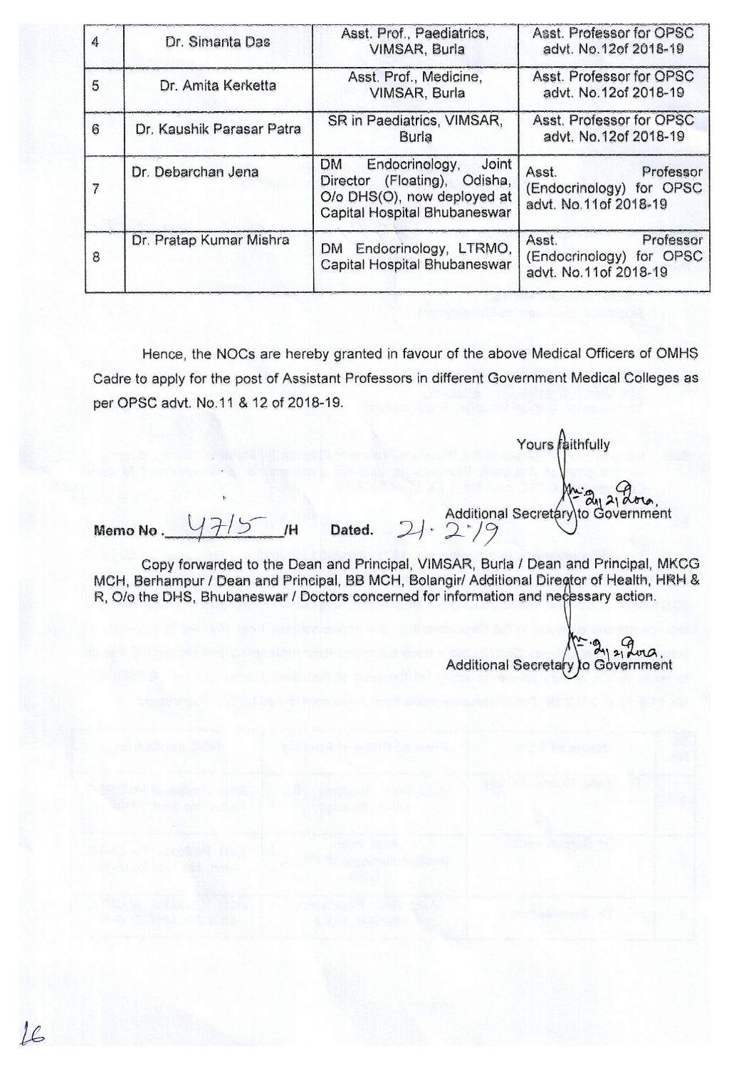| | | | |
|---|---|---|---|
| 4 | Dr. Simanta Das | Asst. Prof., Paediatrics, VIMSAR, Burla | Asst. Professor for OPSC advt. No.12of 2018-19 |
| 5 | Dr. Amita Kerketta | Asst. Prof., Medicine, VIMSAR, Burla | Asst. Professor for OPSC advt. No.12of 2018-19 |
| 6 | Dr. Kaushik Parasar Patra | SR in Paediatrics, VIMSAR, Burla | Asst. Professor for OPSC advt. No.12of 2018-19 |
| 7 | Dr. Debarchan Jena | DM Endocrinology, Joint Director (Floating), Odisha, O/o DHS(O), now deployed at Capital Hospital Bhubaneswar | Asst. Professor (Endocrinology) for OPSC advt. No.11of 2018-19 |
| 8 | Dr. Pratap Kumar Mishra | DM Endocrinology, LTRMO, Capital Hospital Bhubaneswar | Asst. Professor (Endocrinology) for OPSC advt. No.11of 2018-19 |

Hence, the NOCs are hereby granted in favour of the above Medical Officers of OMHS Cadre to apply for the post of Assistant Professors in different Government Medical Colleges as per OPSC advt. No.11 & 12 of 2018-19.

Yours faithfully

21.2.2019

Additional Secretary to Government

Memo No. 4715 /H Dated. 21.2.19

Copy forwarded to the Dean and Principal, VIMSAR, Burla / Dean and Principal, MKCG MCH, Berhampur / Dean and Principal, BB MCH, Bolangir/ Additional Director of Health, HRH & R, O/o the DHS, Bhubaneswar / Doctors concerned for information and necessary action.

21.2.2019

Additional Secretary to Government